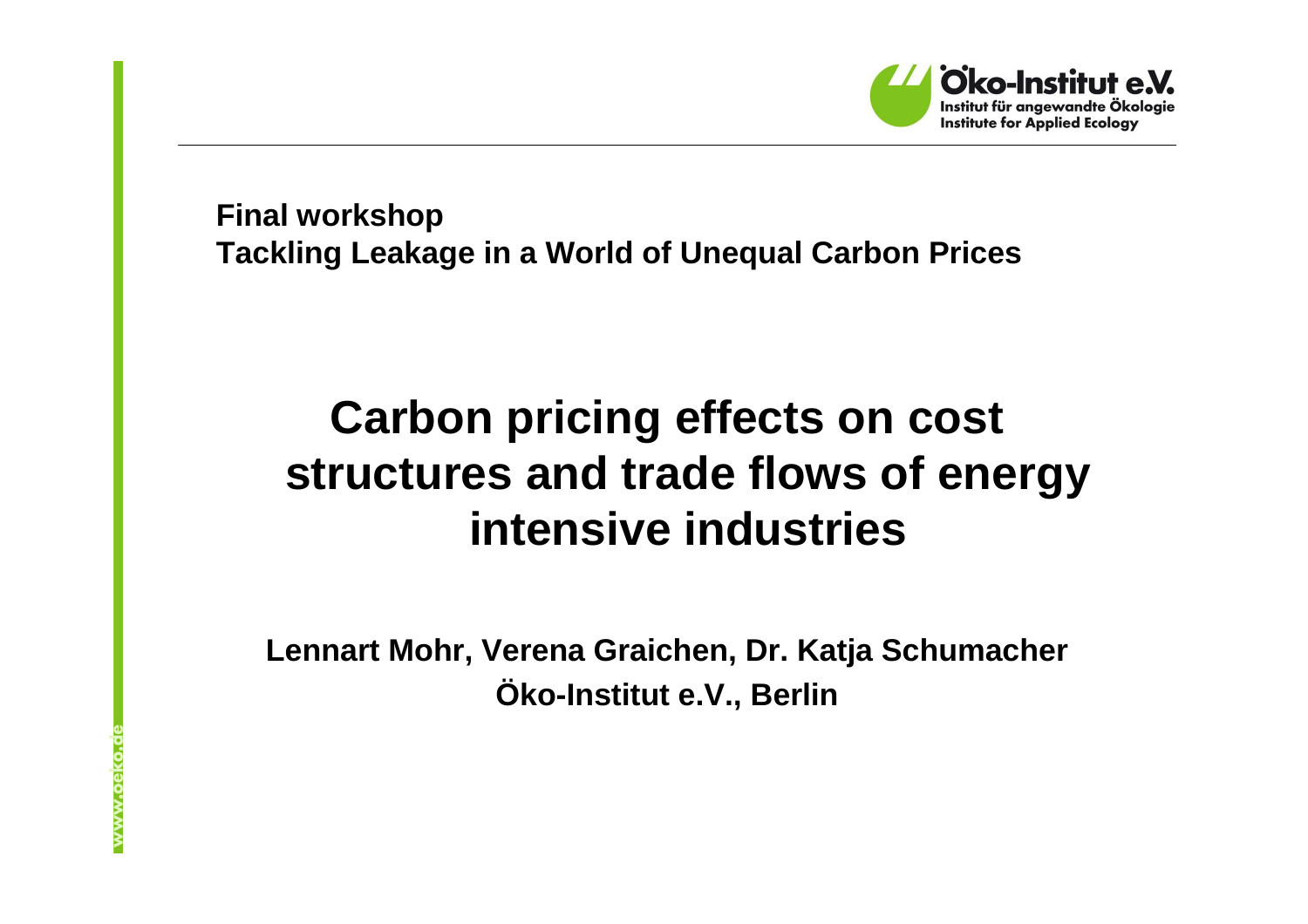Öko-Institut e.V.
Institut für angewandte Ökologie
Institute for Applied Ecology

**Final workshop**
**Tackling Leakage in a World of Unequal Carbon Prices**

# Carbon pricing effects on cost structures and trade flows of energy intensive industries

**Lennart Mohr, Verena Graichen, Dr. Katja Schumacher**
**Öko-Institut e.V., Berlin**

www.oeko.de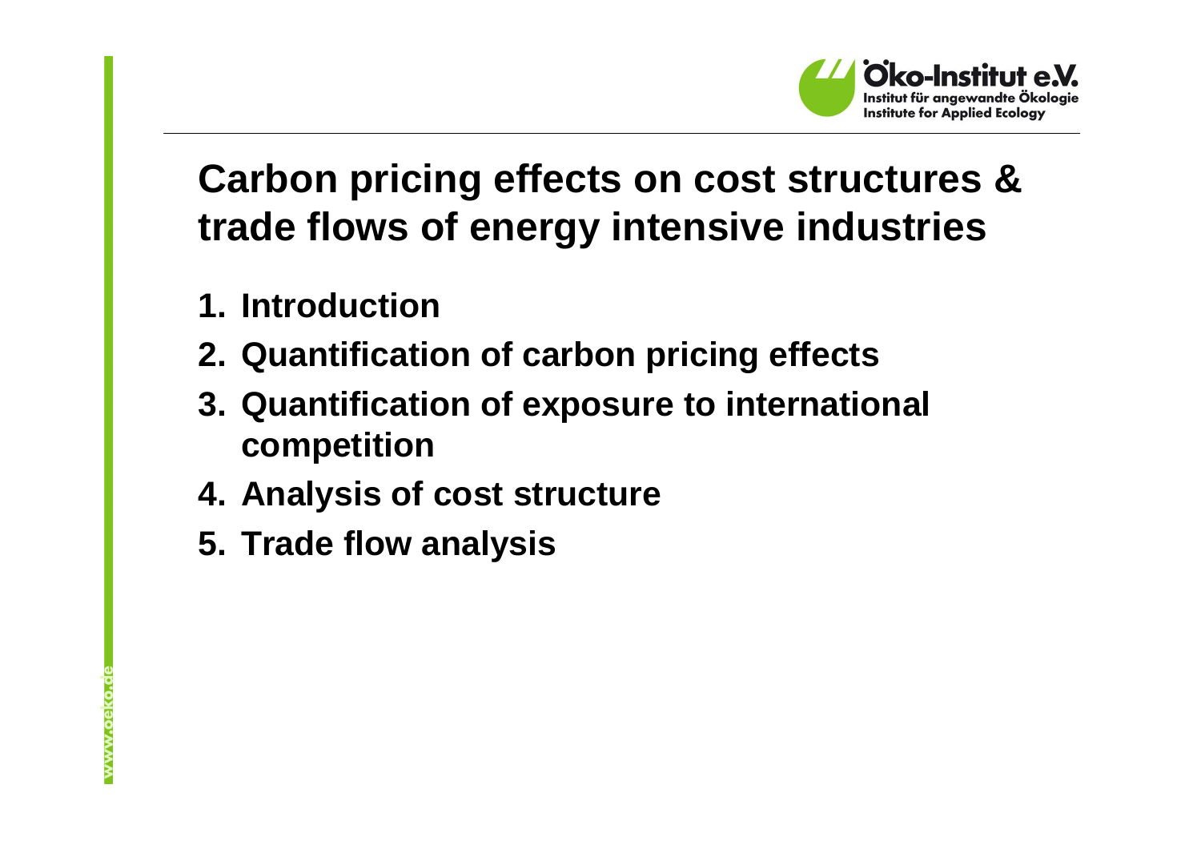# Carbon pricing effects on cost structures & trade flows of energy intensive industries

1. Introduction
2. Quantification of carbon pricing effects
3. Quantification of exposure to international competition
4. Analysis of cost structure
5. Trade flow analysis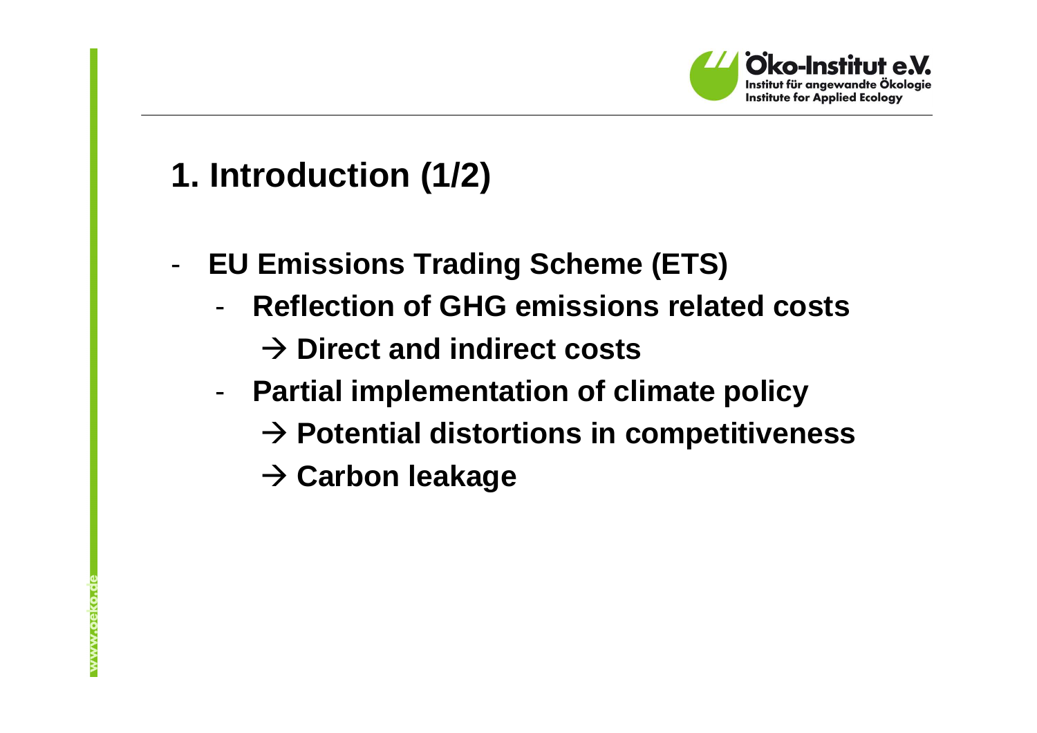# 1. Introduction (1/2)

- **EU Emissions Trading Scheme (ETS)**
  - **Reflection of GHG emissions related costs**
    - **→ Direct and indirect costs**
  - **Partial implementation of climate policy**
    - **→ Potential distortions in competitiveness**
    - **→ Carbon leakage**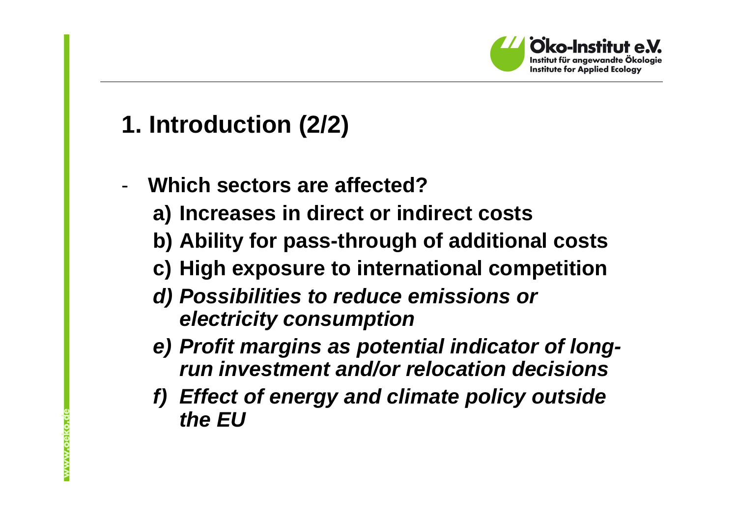# 1. Introduction (2/2)

- **Which sectors are affected?**
  - **a) Increases in direct or indirect costs**
  - **b) Ability for pass-through of additional costs**
  - **c) High exposure to international competition**
  - ***d) Possibilities to reduce emissions or electricity consumption***
  - ***e) Profit margins as potential indicator of long-run investment and/or relocation decisions***
  - ***f) Effect of energy and climate policy outside the EU***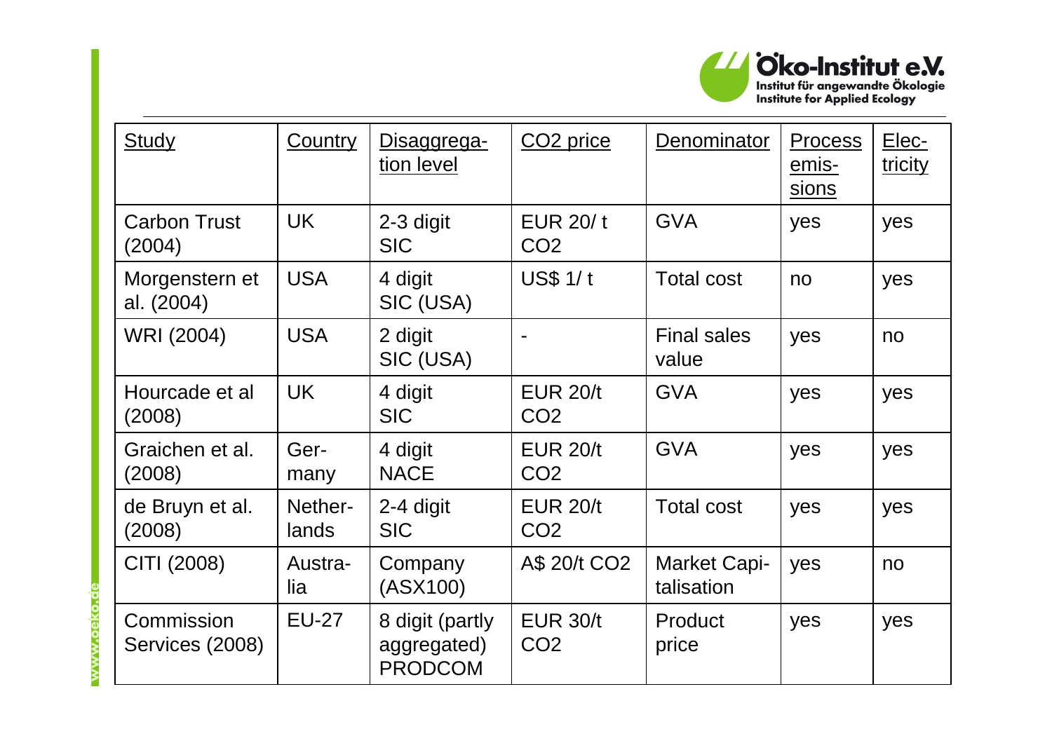| Study | Country | Disaggregation level | $CO_2$ price | Denominator | Process emissions | Electricity |
|---|---|---|---|---|---|---|
| Carbon Trust (2004) | UK | 2-3 digit SIC | EUR 20/ t $CO_2$ | GVA | yes | yes |
| Morgenstern et al. (2004) | USA | 4 digit SIC (USA) | US$ 1/ t | Total cost | no | yes |
| WRI (2004) | USA | 2 digit SIC (USA) | - | Final sales value | yes | no |
| Hourcade et al (2008) | UK | 4 digit SIC | EUR 20/t $CO_2$ | GVA | yes | yes |
| Graichen et al. (2008) | Germany | 4 digit NACE | EUR 20/t $CO_2$ | GVA | yes | yes |
| de Bruyn et al. (2008) | Netherlands | 2-4 digit SIC | EUR 20/t $CO_2$ | Total cost | yes | yes |
| CITI (2008) | Australia | Company (ASX100) | A$ 20/t $CO_2$ | Market Capitalisation | yes | no |
| Commission Services (2008) | EU-27 | 8 digit (partly aggregated) PRODCOM | EUR 30/t $CO_2$ | Product price | yes | yes |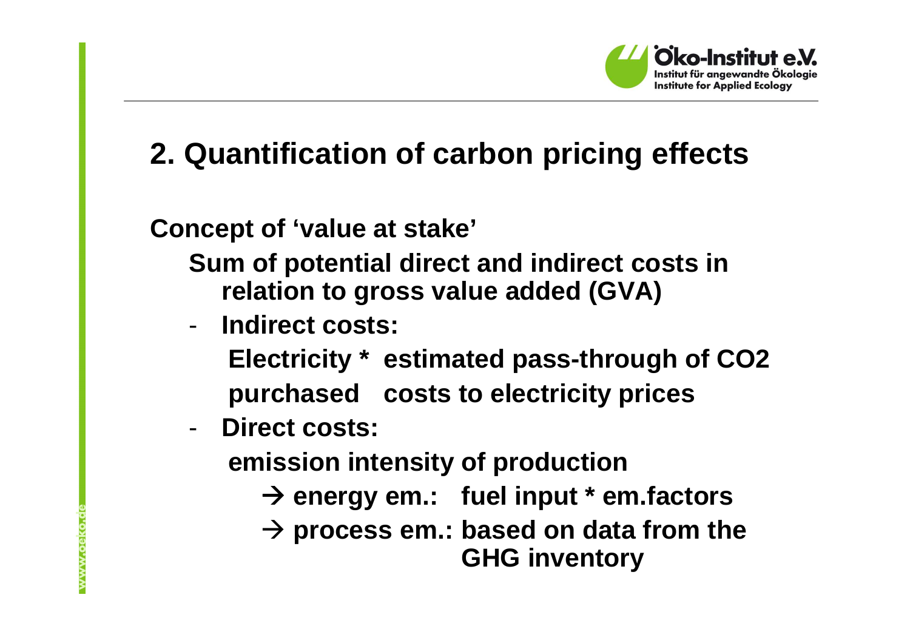## 2. Quantification of carbon pricing effects

**Concept of 'value at stake'**

**Sum of potential direct and indirect costs in relation to gross value added (GVA)**

- **Indirect costs:**

  **Electricity purchased * estimated pass-through of CO2 costs to electricity prices**

- **Direct costs:**

  **emission intensity of production**

  - **→ energy em.: fuel input * em.factors**
  - **→ process em.: based on data from the GHG inventory**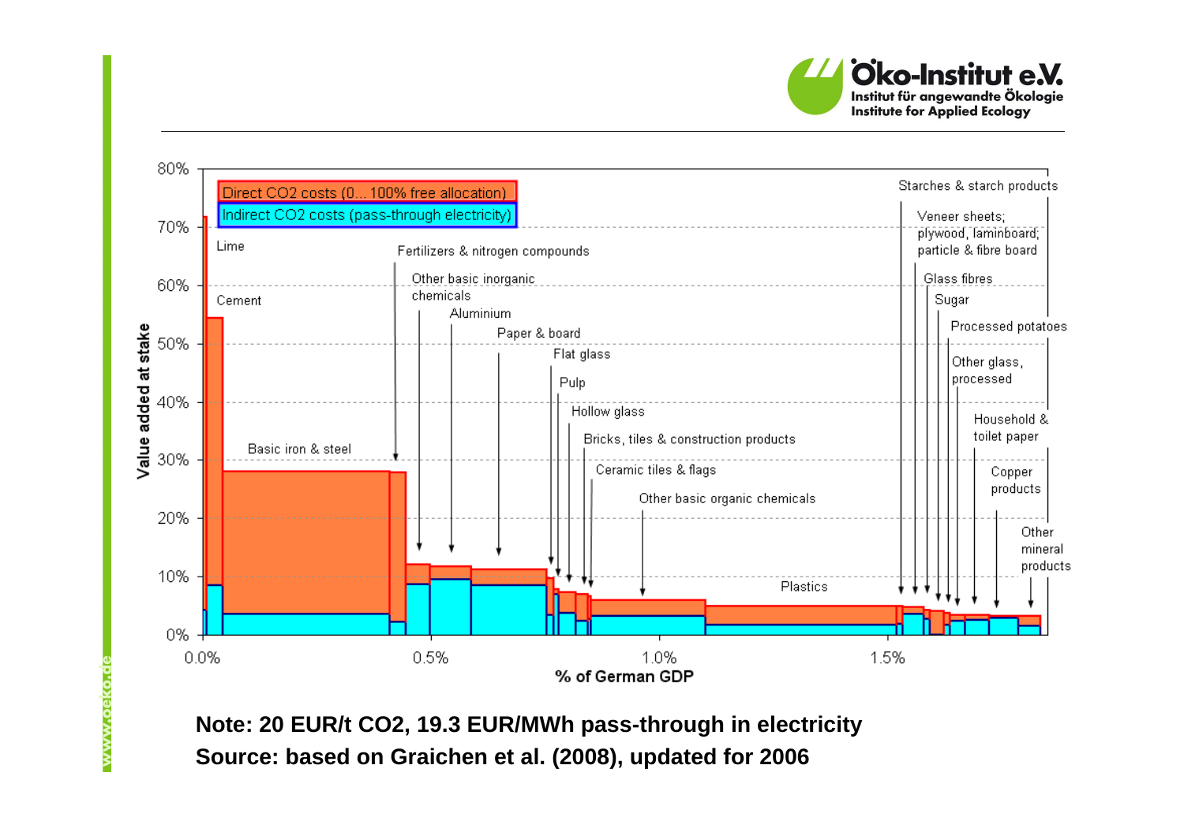Direct CO2 costs (0... 100% free allocation)

Indirect CO2 costs (pass-through electricity)

Value added at stake

% of German GDP

Lime, Cement, Basic iron & steel, Fertilizers & nitrogen compounds, Other basic inorganic chemicals, Aluminium, Paper & board, Flat glass, Pulp, Hollow glass, Bricks, tiles & construction products, Ceramic tiles & flags, Other basic organic chemicals, Plastics, Starches & starch products, Veneer sheets; plywood, laminboard; particle & fibre board, Glass fibres, Sugar, Processed potatoes, Other glass, processed, Household & toilet paper, Copper products, Other mineral products

**Note: 20 EUR/t $CO_2$, 19.3 EUR/MWh pass-through in electricity**

**Source: based on Graichen et al. (2008), updated for 2006**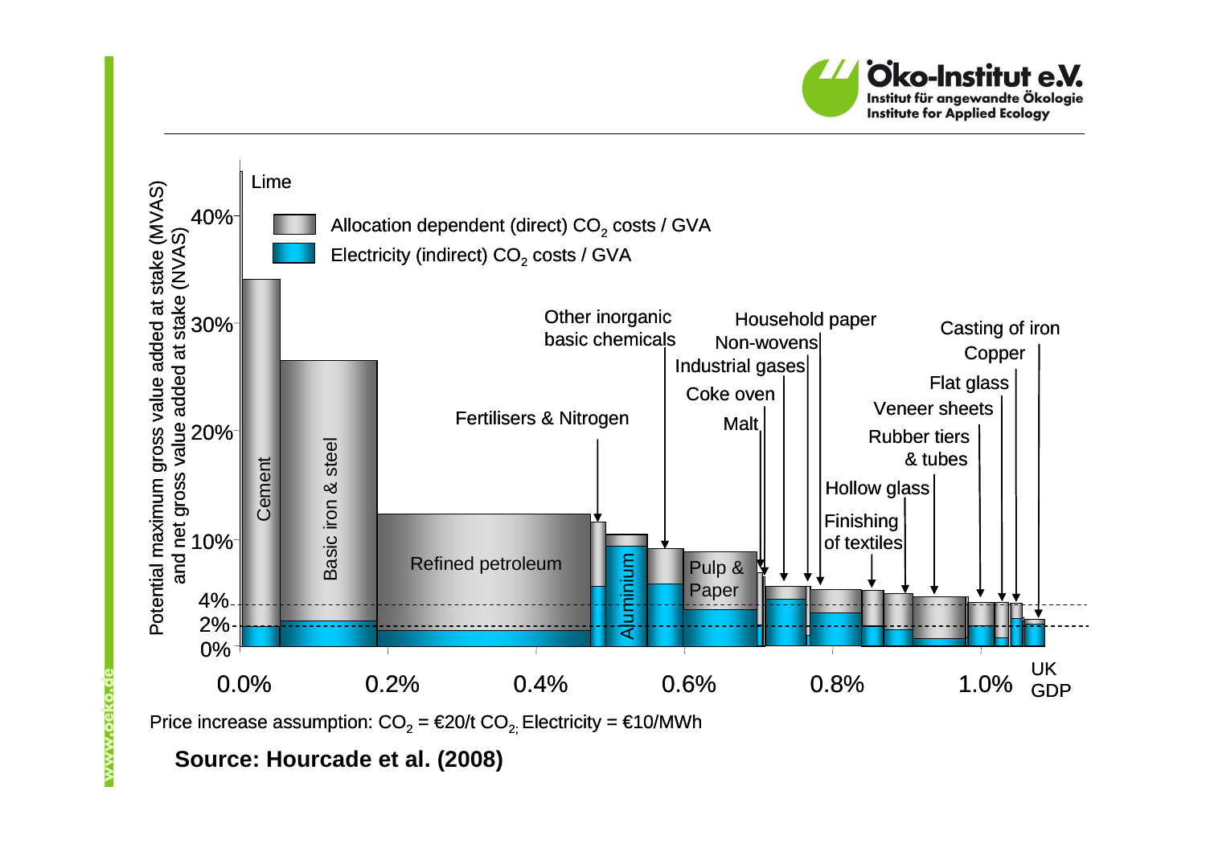Lime

Allocation dependent (direct) $CO_2$ costs / GVA

Electricity (indirect) $CO_2$ costs / GVA

Potential maximum gross value added at stake (MVAS) and net gross value added at stake (NVAS)

0% 2% 4% 10% 20% 30% 40%

Cement, Basic iron & steel, Refined petroleum, Fertilisers & Nitrogen, Other inorganic basic chemicals, Aluminium, Pulp & Paper, Malt, Coke oven, Industrial gases, Non-wovens, Household paper, Finishing of textiles, Hollow glass, Rubber tiers & tubes, Veneer sheets, Flat glass, Copper, Casting of iron

0.0% 0.2% 0.4% 0.6% 0.8% 1.0% UK GDP

Price increase assumption: $CO_2$ = €20/t $CO_2$, Electricity = €10/MWh

**Source: Hourcade et al. (2008)**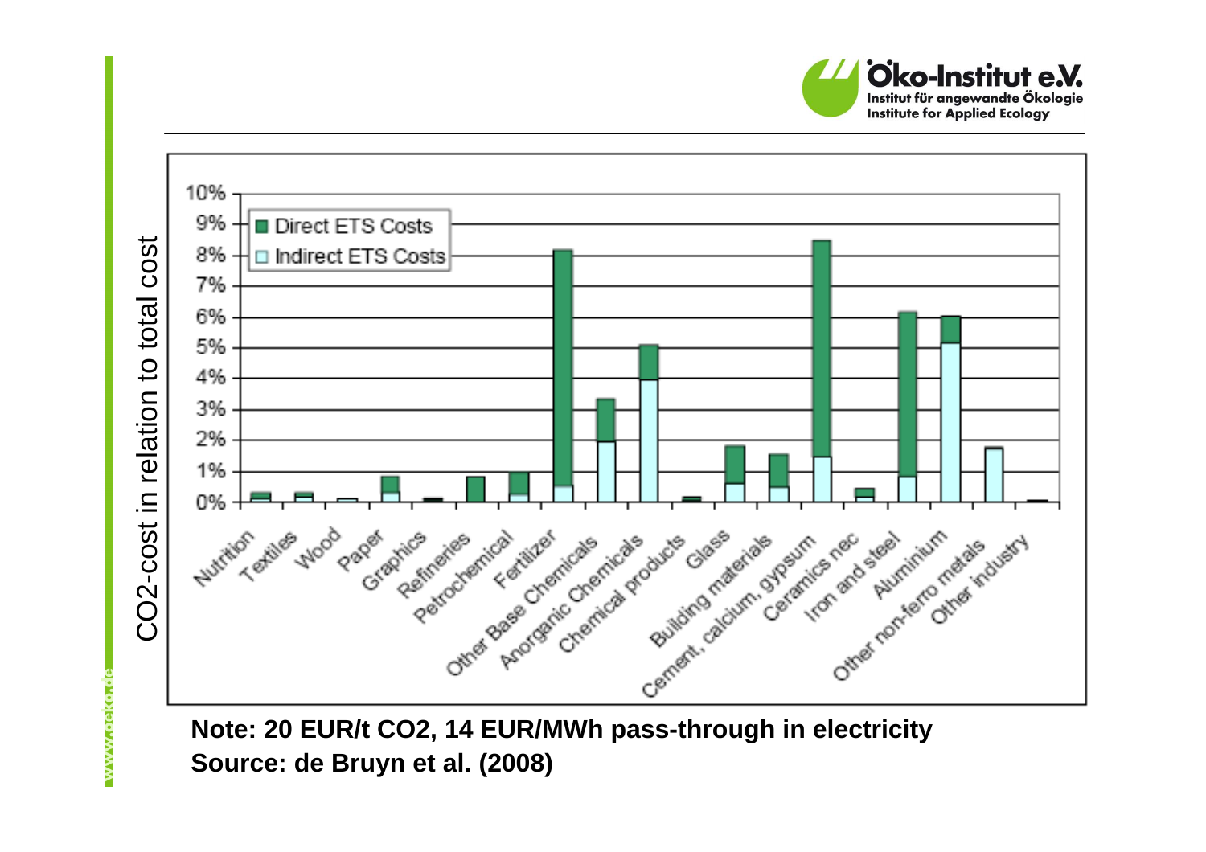**Note: 20 EUR/t $CO_2$, 14 EUR/MWh pass-through in electricity**
**Source: de Bruyn et al. (2008)**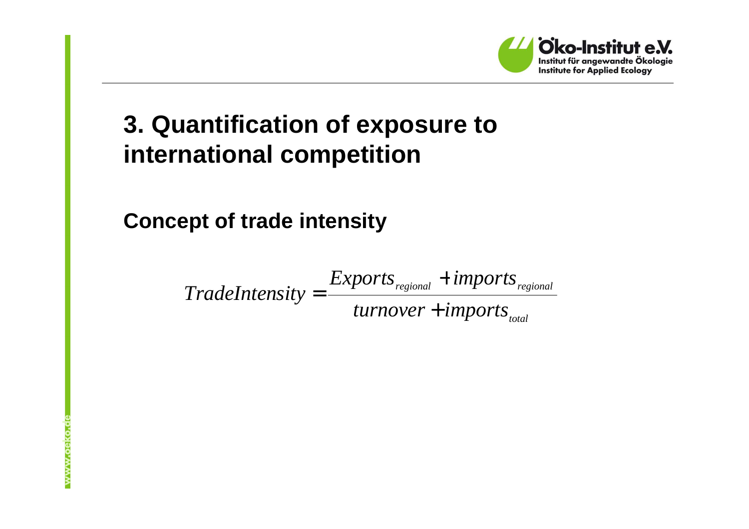# 3. Quantification of exposure to international competition

## Concept of trade intensity

$$TradeIntensity = \frac{Exports_{regional} + imports_{regional}}{turnover + imports_{total}}$$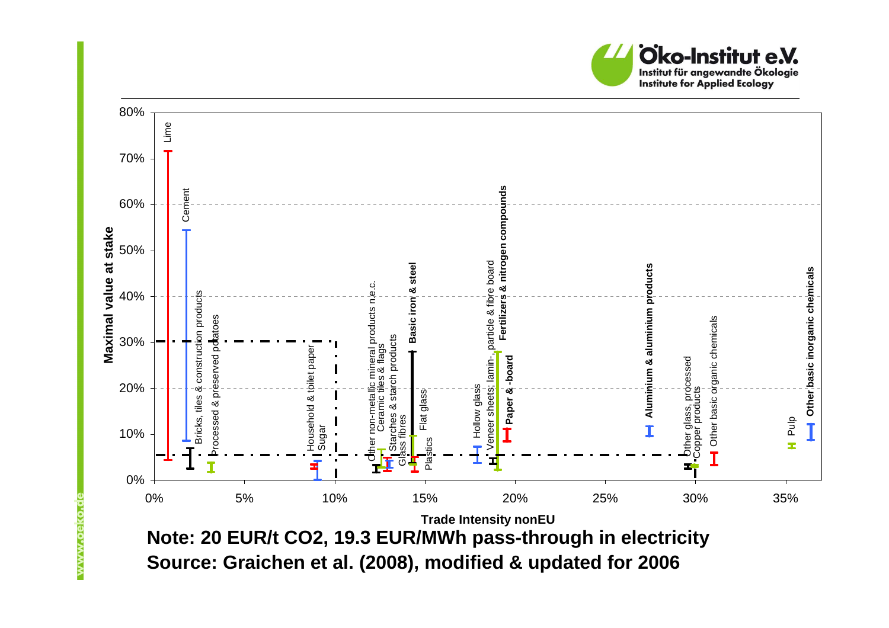Öko-Institut e.V.
Institut für angewandte Ökologie
Institute for Applied Ecology

Maximal value at stake (y-axis: 0%–80%) vs. Trade Intensity nonEU (x-axis: 0%–35%)

Sectors: Lime, Cement, Bricks, tiles & construction products, Processed & preserved potatoes, Household & toilet paper, Sugar, Other non-metallic mineral products n.e.c., Ceramic tiles & flags, Starches & starch products, Glass fibres, **Basic iron & steel**, Flat glass, Plastics, Hollow glass, Veneer sheets; lamin-, particle & fibre board, **Fertilizers & nitrogen compounds**, **Paper & -board**, **Aluminium & aluminium products**, Other glass, processed, Copper products, Other basic organic chemicals, Pulp, **Other basic inorganic chemicals**

**Note: 20 EUR/t CO2, 19.3 EUR/MWh pass-through in electricity**

**Source: Graichen et al. (2008), modified & updated for 2006**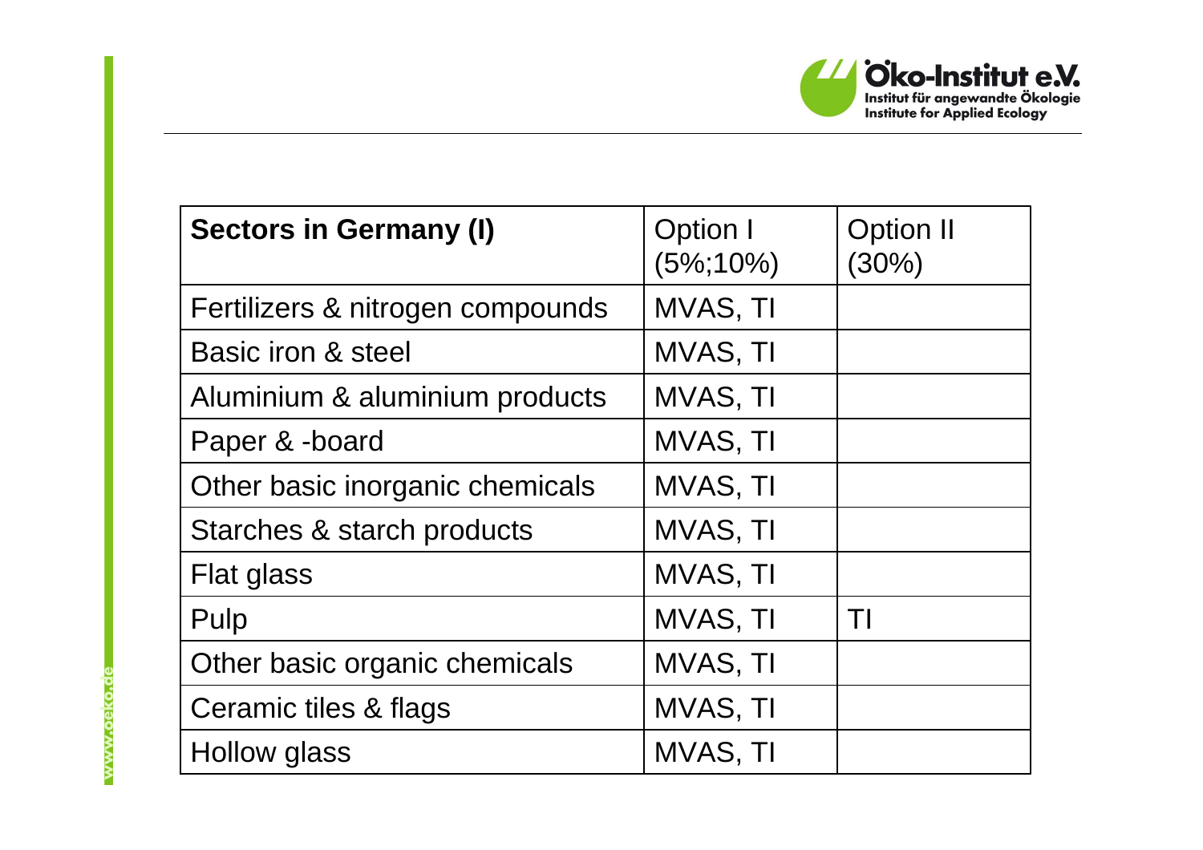| **Sectors in Germany (I)** | Option I (5%;10%) | Option II (30%) |
| --- | --- | --- |
| Fertilizers & nitrogen compounds | MVAS, TI | |
| Basic iron & steel | MVAS, TI | |
| Aluminium & aluminium products | MVAS, TI | |
| Paper & -board | MVAS, TI | |
| Other basic inorganic chemicals | MVAS, TI | |
| Starches & starch products | MVAS, TI | |
| Flat glass | MVAS, TI | |
| Pulp | MVAS, TI | TI |
| Other basic organic chemicals | MVAS, TI | |
| Ceramic tiles & flags | MVAS, TI | |
| Hollow glass | MVAS, TI | |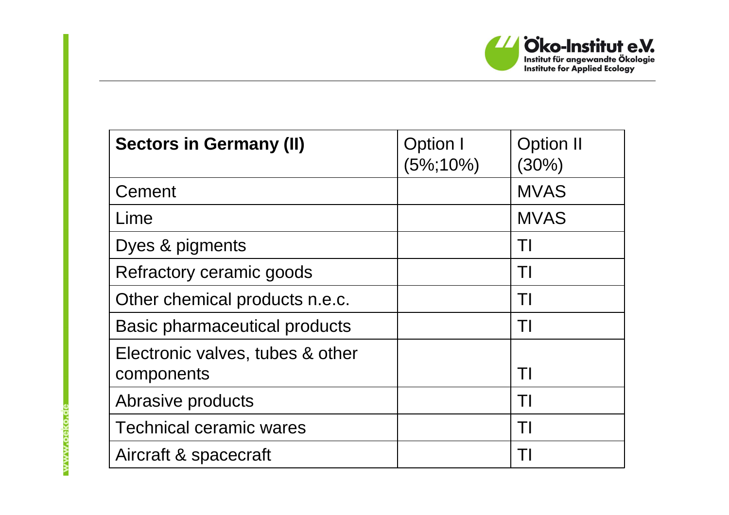| **Sectors in Germany (II)** | Option I (5%;10%) | Option II (30%) |
| --- | --- | --- |
| Cement | | MVAS |
| Lime | | MVAS |
| Dyes & pigments | | TI |
| Refractory ceramic goods | | TI |
| Other chemical products n.e.c. | | TI |
| Basic pharmaceutical products | | TI |
| Electronic valves, tubes & other components | | TI |
| Abrasive products | | TI |
| Technical ceramic wares | | TI |
| Aircraft & spacecraft | | TI |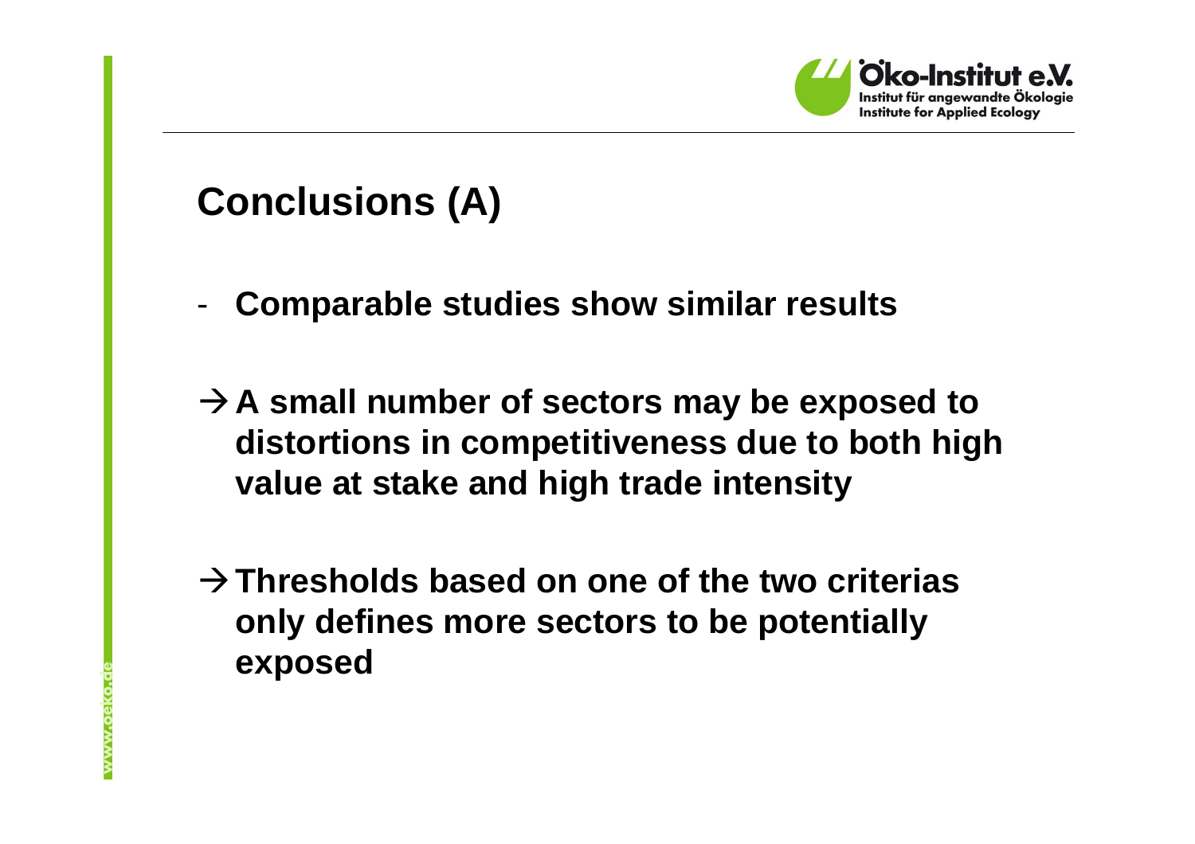# Conclusions (A)

- **Comparable studies show similar results**

→ **A small number of sectors may be exposed to distortions in competitiveness due to both high value at stake and high trade intensity**

→ **Thresholds based on one of the two criterias only defines more sectors to be potentially exposed**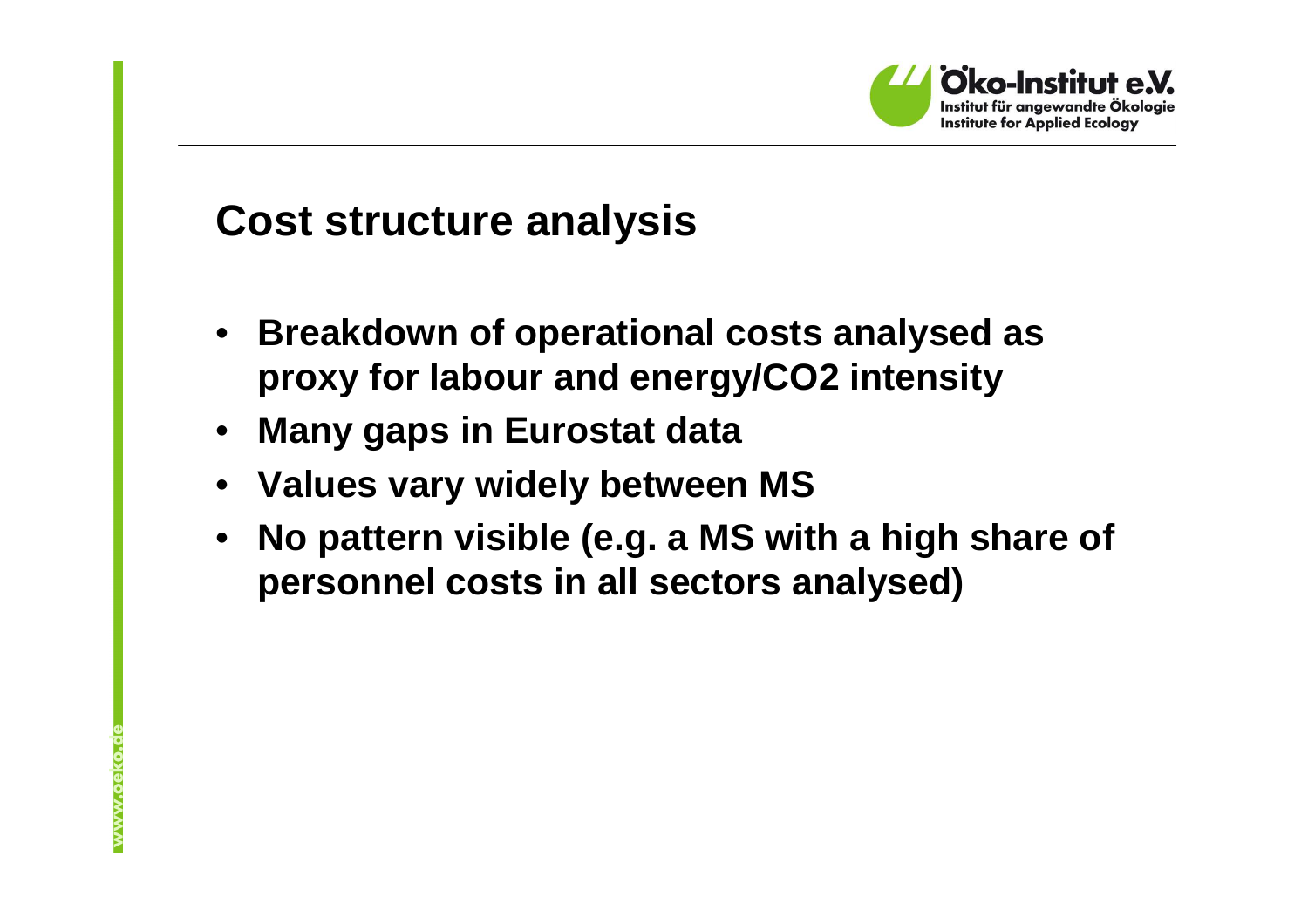## Cost structure analysis

- **Breakdown of operational costs analysed as proxy for labour and energy/$CO_2$ intensity**
- **Many gaps in Eurostat data**
- **Values vary widely between MS**
- **No pattern visible (e.g. a MS with a high share of personnel costs in all sectors analysed)**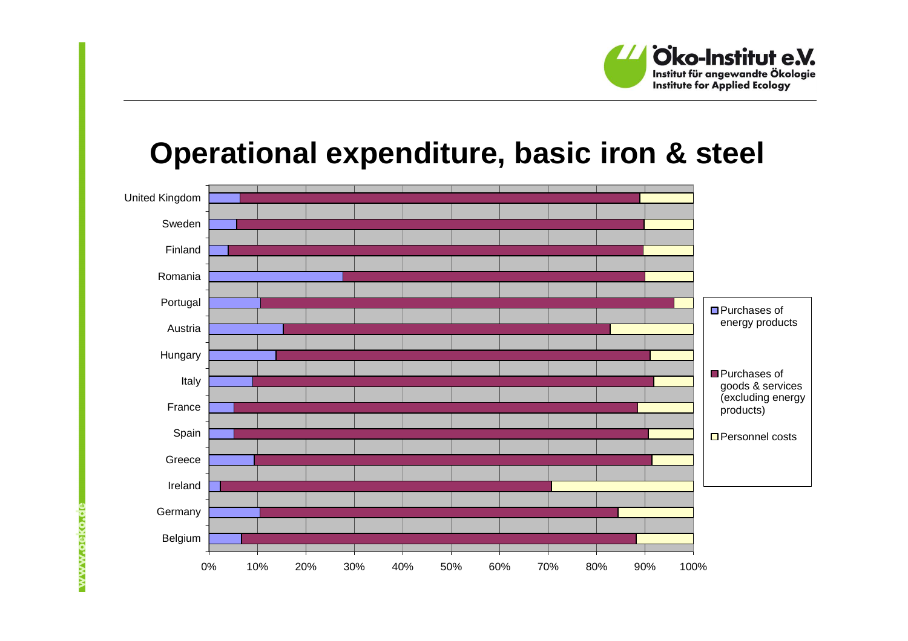# Operational expenditure, basic iron & steel

| Country | Purchases of energy products | Purchases of goods & services (excluding energy products) | Personnel costs |
|---|---|---|---|
| United Kingdom | | | |
| Sweden | | | |
| Finland | | | |
| Romania | | | |
| Portugal | | | |
| Austria | | | |
| Hungary | | | |
| Italy | | | |
| France | | | |
| Spain | | | |
| Greece | | | |
| Ireland | | | |
| Germany | | | |
| Belgium | | | |

0% 10% 20% 30% 40% 50% 60% 70% 80% 90% 100%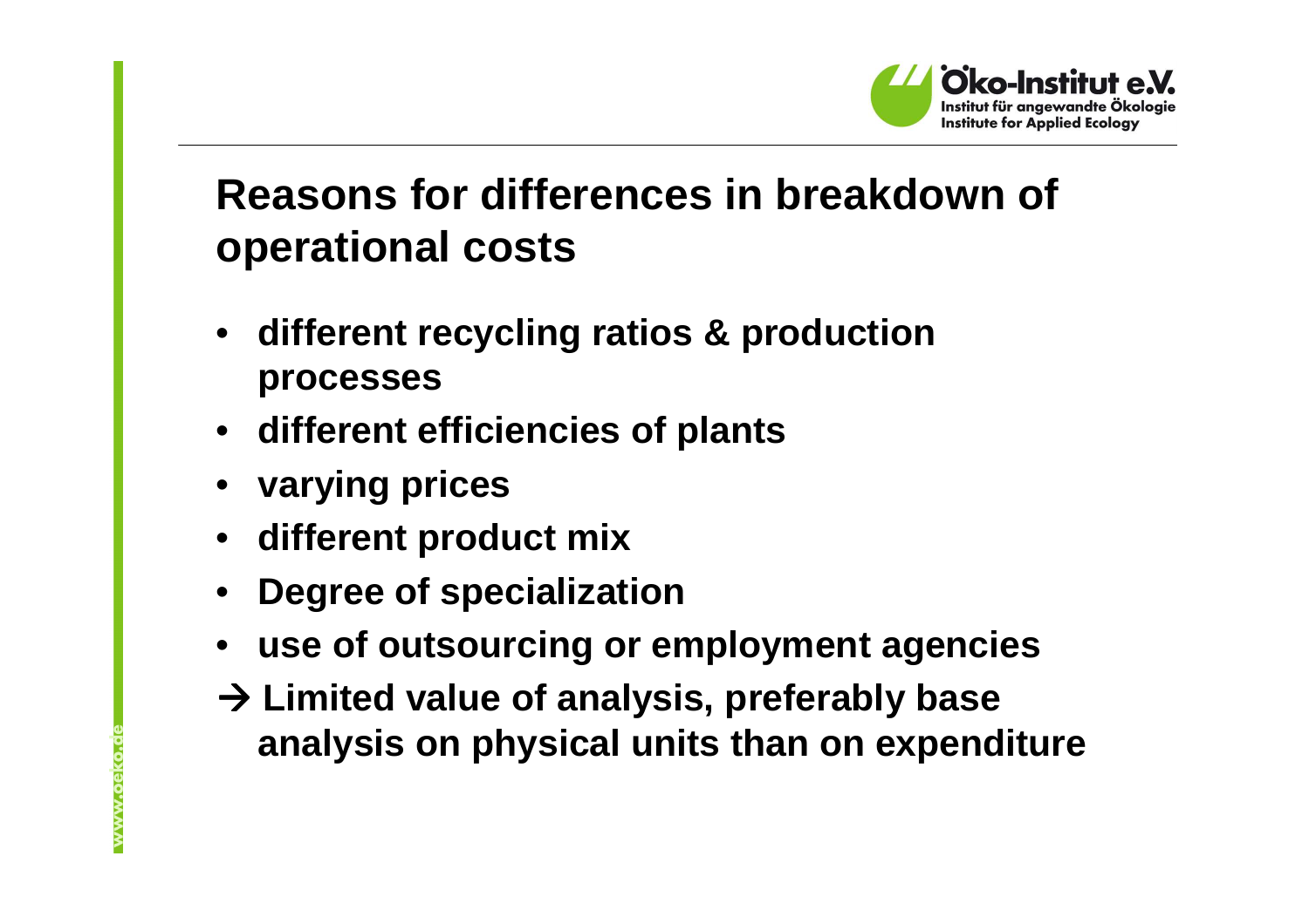## Reasons for differences in breakdown of operational costs

- **different recycling ratios & production processes**
- **different efficiencies of plants**
- **varying prices**
- **different product mix**
- **Degree of specialization**
- **use of outsourcing or employment agencies**

**→ Limited value of analysis, preferably base analysis on physical units than on expenditure**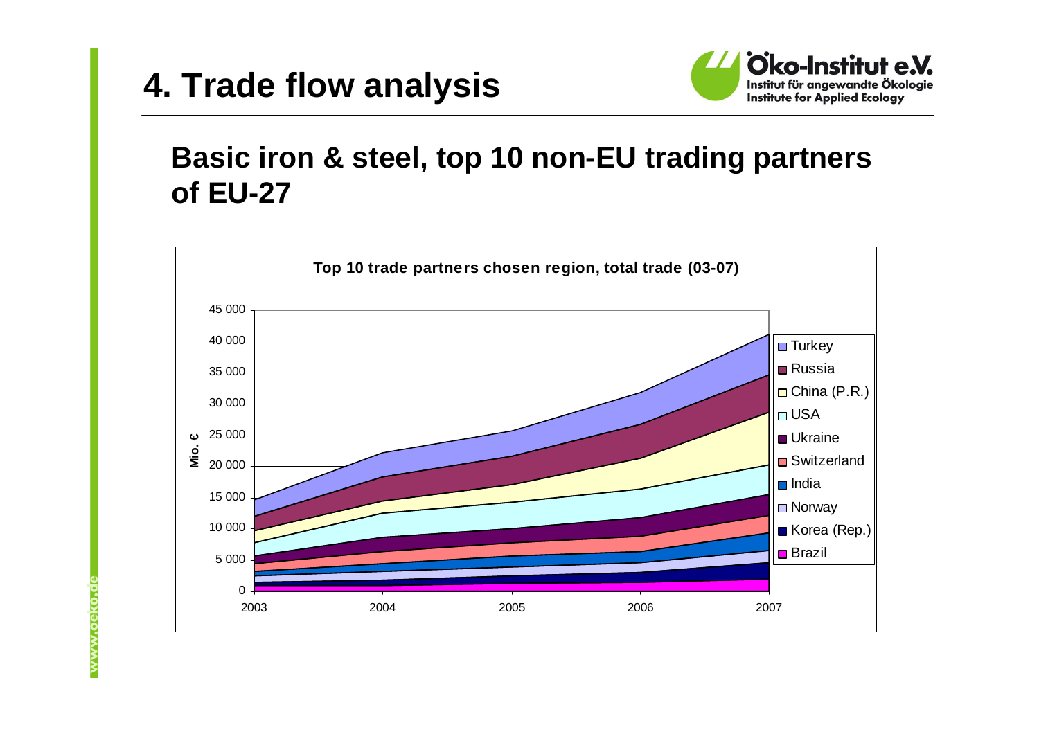# 4. Trade flow analysis

## Basic iron & steel, top 10 non-EU trading partners of EU-27

**Top 10 trade partners chosen region, total trade (03-07)**

Mio. €

Legend: Turkey, Russia, China (P.R.), USA, Ukraine, Switzerland, India, Norway, Korea (Rep.), Brazil

Y-axis: 0, 5 000, 10 000, 15 000, 20 000, 25 000, 30 000, 35 000, 40 000, 45 000

X-axis: 2003, 2004, 2005, 2006, 2007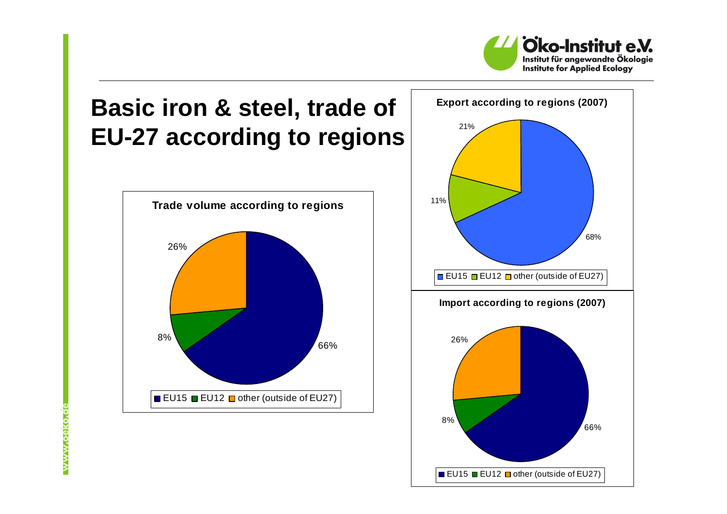# Basic iron & steel, trade of EU-27 according to regions

**Trade volume according to regions**

| Region | Share |
|---|---|
| EU15 | 66% |
| EU12 | 8% |
| other (outside of EU27) | 26% |

**Export according to regions (2007)**

| Region | Share |
|---|---|
| EU15 | 68% |
| EU12 | 11% |
| other (outside of EU27) | 21% |

**Import according to regions (2007)**

| Region | Share |
|---|---|
| EU15 | 66% |
| EU12 | 8% |
| other (outside of EU27) | 26% |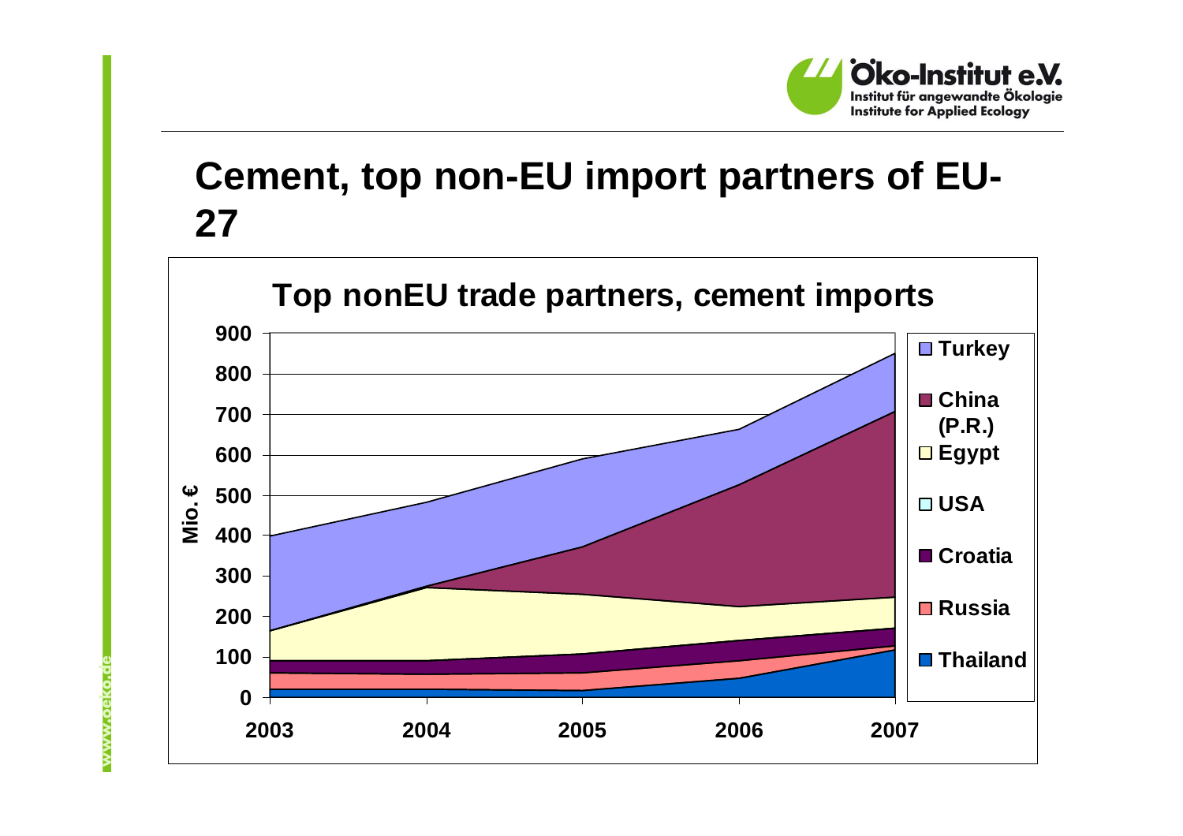# Cement, top non-EU import partners of EU-27

**Top nonEU trade partners, cement imports**

Mio. €

900
800
700
600
500
400
300
200
100
0

2003 2004 2005 2006 2007

- Turkey
- China (P.R.)
- Egypt
- USA
- Croatia
- Russia
- Thailand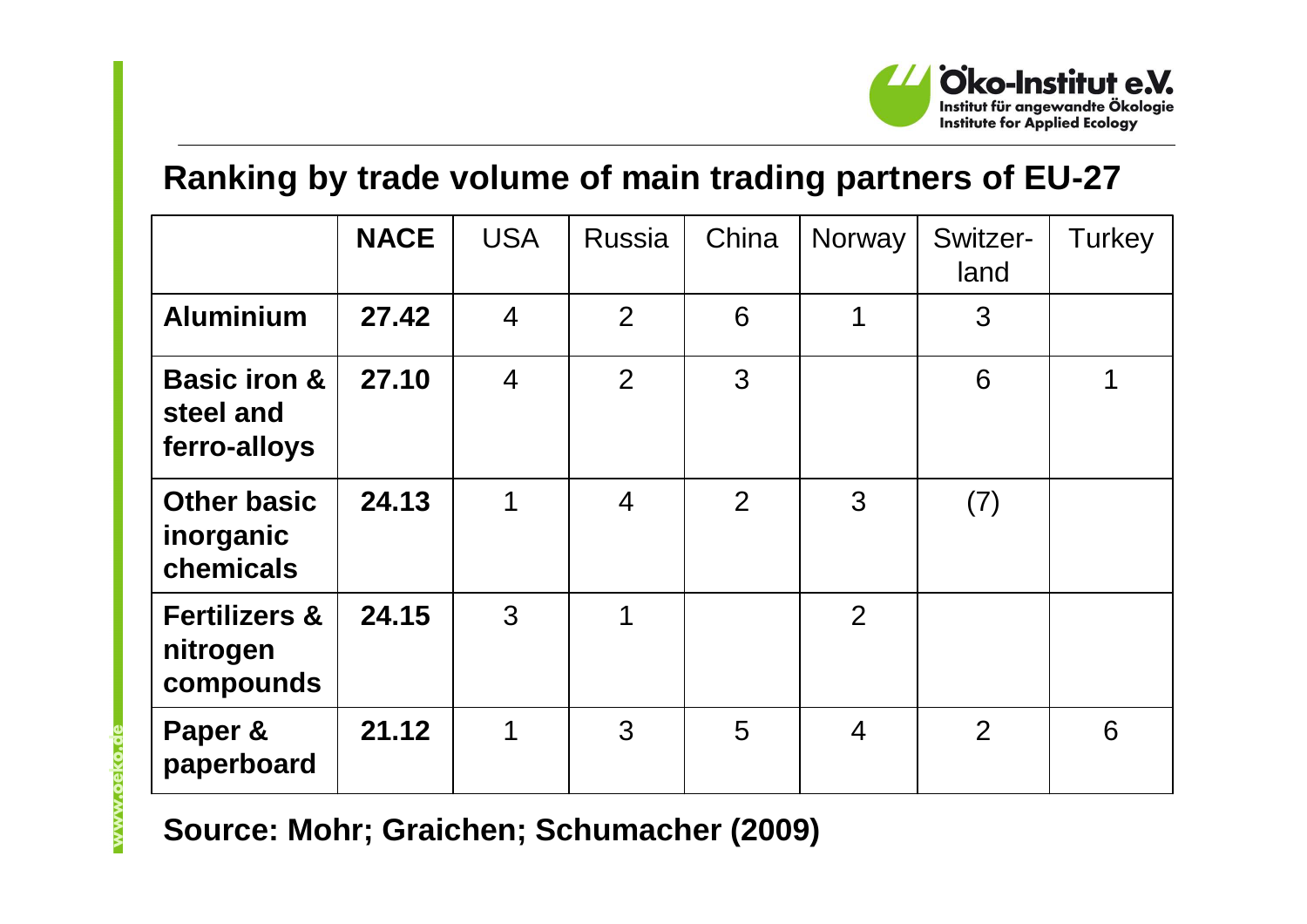## Ranking by trade volume of main trading partners of EU-27

| | **NACE** | USA | Russia | China | Norway | Switzer-land | Turkey |
|---|---|---|---|---|---|---|---|
| **Aluminium** | **27.42** | 4 | 2 | 6 | 1 | 3 | |
| **Basic iron & steel and ferro-alloys** | **27.10** | 4 | 2 | 3 | | 6 | 1 |
| **Other basic inorganic chemicals** | **24.13** | 1 | 4 | 2 | 3 | (7) | |
| **Fertilizers & nitrogen compounds** | **24.15** | 3 | 1 | | 2 | | |
| **Paper & paperboard** | **21.12** | 1 | 3 | 5 | 4 | 2 | 6 |

**Source: Mohr; Graichen; Schumacher (2009)**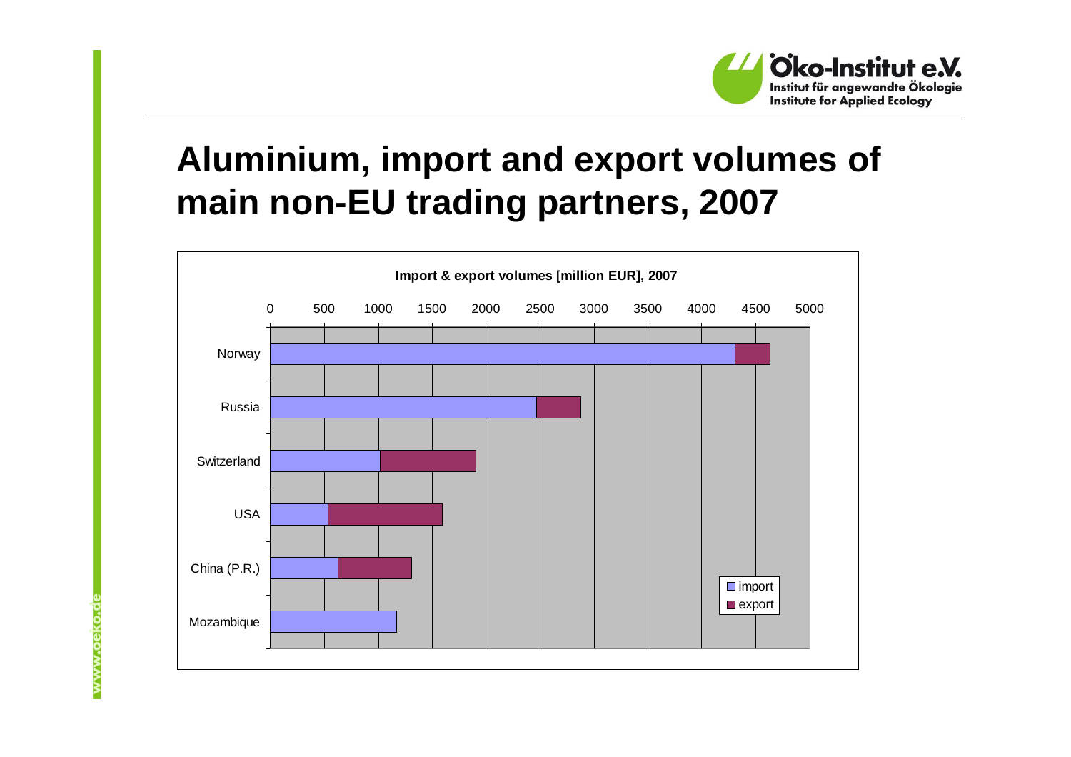# Aluminium, import and export volumes of main non-EU trading partners, 2007

**Import & export volumes [million EUR], 2007**

| | import | export |
|---|---|---|
| Norway | | |
| Russia | | |
| Switzerland | | |
| USA | | |
| China (P.R.) | | |
| Mozambique | | |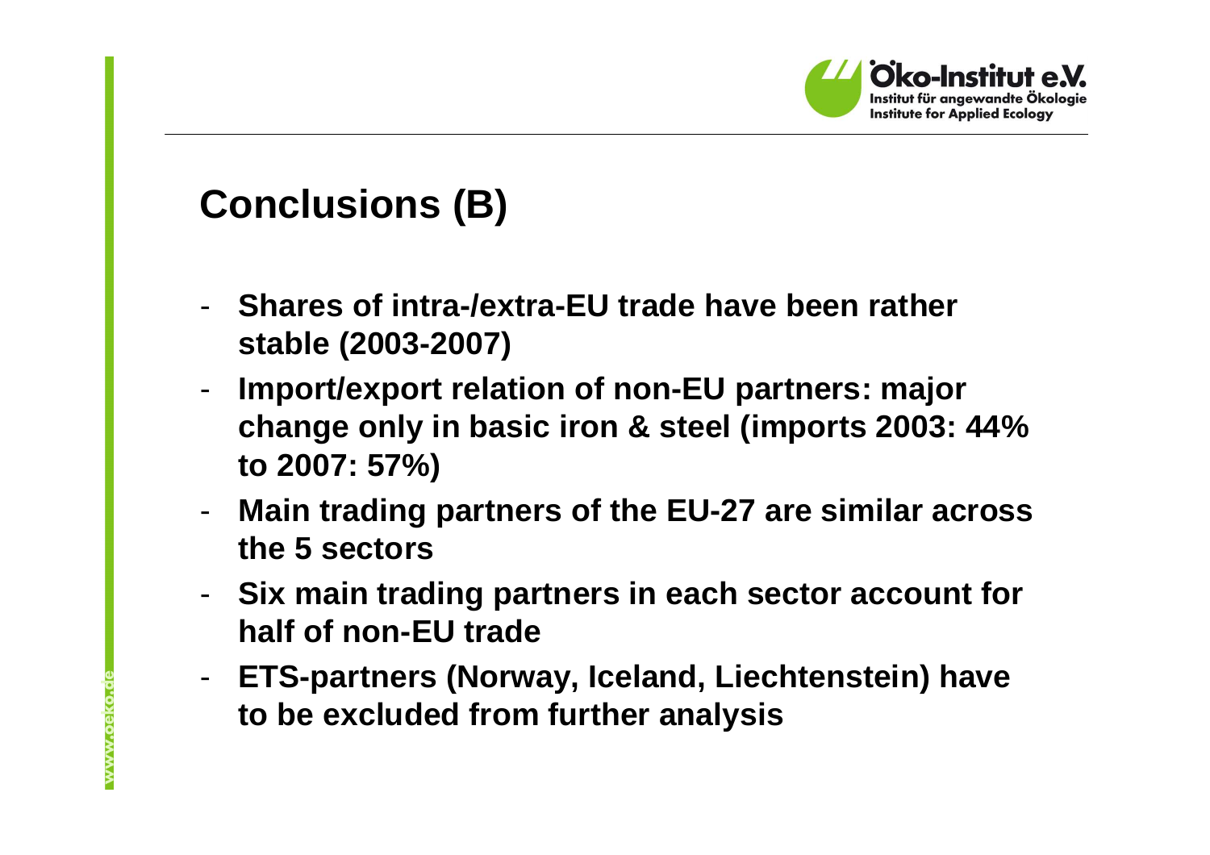## Conclusions (B)

- **Shares of intra-/extra-EU trade have been rather stable (2003-2007)**
- **Import/export relation of non-EU partners: major change only in basic iron & steel (imports 2003: 44% to 2007: 57%)**
- **Main trading partners of the EU-27 are similar across the 5 sectors**
- **Six main trading partners in each sector account for half of non-EU trade**
- **ETS-partners (Norway, Iceland, Liechtenstein) have to be excluded from further analysis**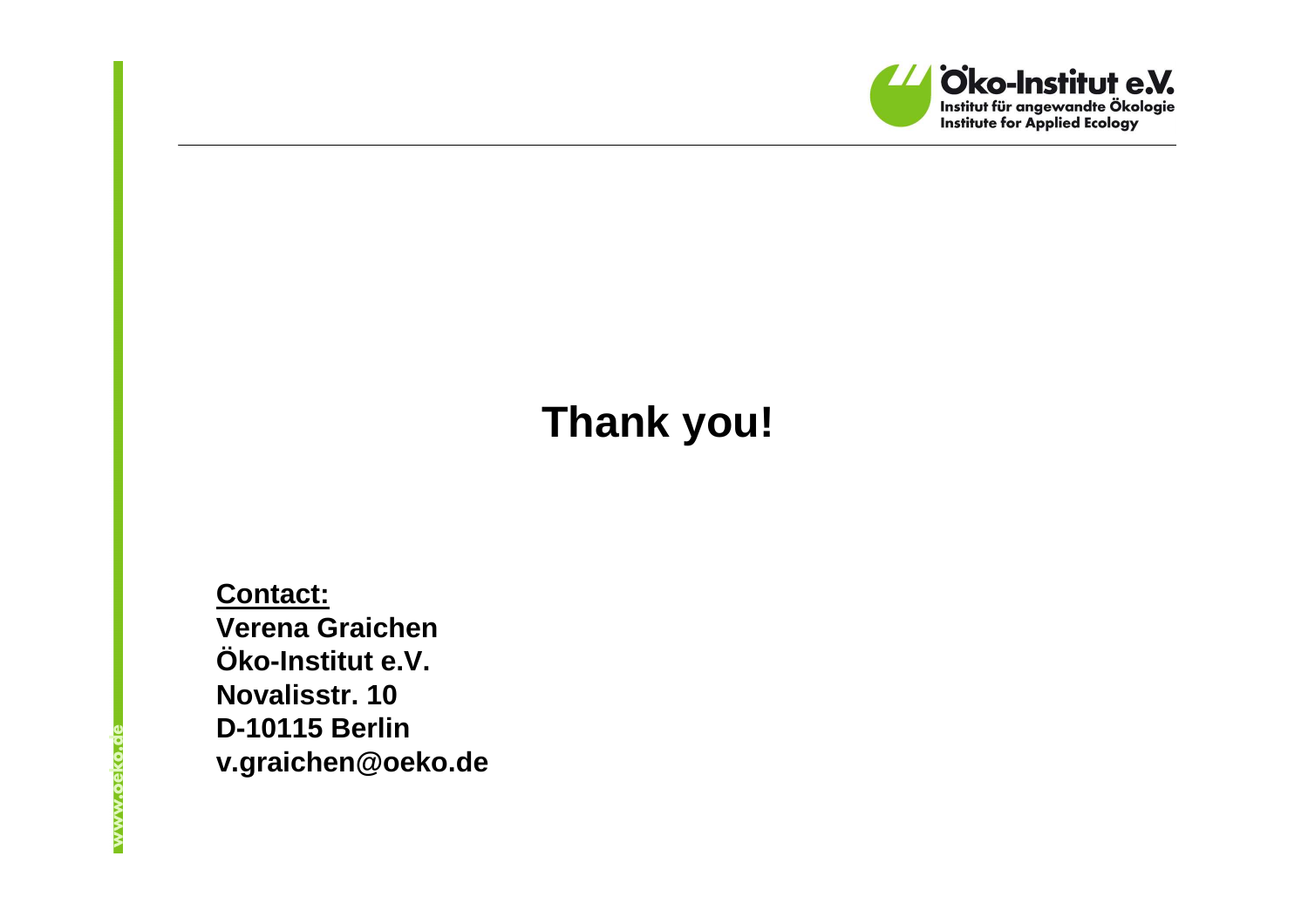# Thank you!

**Contact:**
**Verena Graichen**
**Öko-Institut e.V.**
**Novalisstr. 10**
**D-10115 Berlin**
**v.graichen@oeko.de**